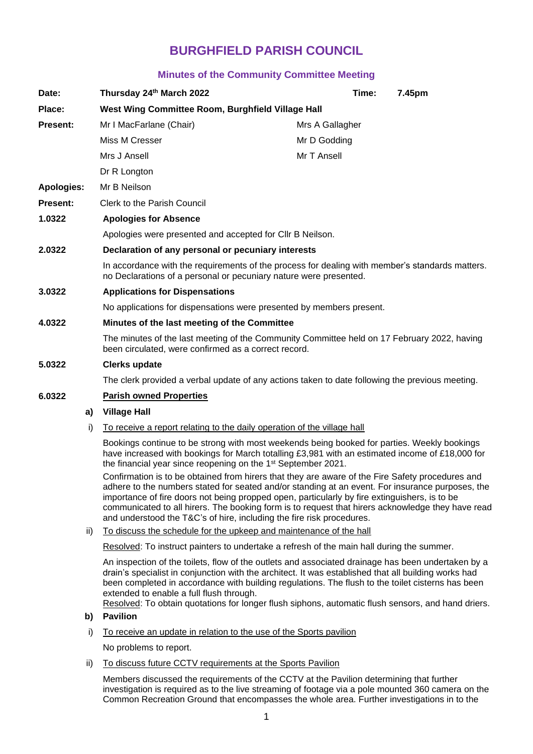# BURGHFIELD PARISH COUNCIL

## Minutes of the Community Committee Meeting

| | | | |
|---|---|---|---|
| **Date:** | **Thursday 24th March 2022** | **Time:** | **7.45pm** |
| **Place:** | **West Wing Committee Room, Burghfield Village Hall** | | |
| **Present:** | Mr I MacFarlane (Chair) | Mrs A Gallagher | |
| | Miss M Cresser | Mr D Godding | |
| | Mrs J Ansell | Mr T Ansell | |
| | Dr R Longton | | |
| **Apologies:** | Mr B Neilson | | |
| **Present:** | Clerk to the Parish Council | | |

**1.0322 Apologies for Absence**

Apologies were presented and accepted for Cllr B Neilson.

**2.0322 Declaration of any personal or pecuniary interests**

In accordance with the requirements of the process for dealing with member's standards matters. no Declarations of a personal or pecuniary nature were presented.

**3.0322 Applications for Dispensations**

No applications for dispensations were presented by members present.

**4.0322 Minutes of the last meeting of the Committee**

The minutes of the last meeting of the Community Committee held on 17 February 2022, having been circulated, were confirmed as a correct record.

**5.0322 Clerks update**

The clerk provided a verbal update of any actions taken to date following the previous meeting.

**6.0322 Parish owned Properties**

**a) Village Hall**

i) To receive a report relating to the daily operation of the village hall

Bookings continue to be strong with most weekends being booked for parties. Weekly bookings have increased with bookings for March totalling £3,981 with an estimated income of £18,000 for the financial year since reopening on the 1st September 2021.

Confirmation is to be obtained from hirers that they are aware of the Fire Safety procedures and adhere to the numbers stated for seated and/or standing at an event. For insurance purposes, the importance of fire doors not being propped open, particularly by fire extinguishers, is to be communicated to all hirers. The booking form is to request that hirers acknowledge they have read and understood the T&C's of hire, including the fire risk procedures.

ii) To discuss the schedule for the upkeep and maintenance of the hall

Resolved: To instruct painters to undertake a refresh of the main hall during the summer.

An inspection of the toilets, flow of the outlets and associated drainage has been undertaken by a drain's specialist in conjunction with the architect. It was established that all building works had been completed in accordance with building regulations. The flush to the toilet cisterns has been extended to enable a full flush through.
Resolved: To obtain quotations for longer flush siphons, automatic flush sensors, and hand driers.

**b) Pavilion**

i) To receive an update in relation to the use of the Sports pavilion

No problems to report.

ii) To discuss future CCTV requirements at the Sports Pavilion

Members discussed the requirements of the CCTV at the Pavilion determining that further investigation is required as to the live streaming of footage via a pole mounted 360 camera on the Common Recreation Ground that encompasses the whole area. Further investigations in to the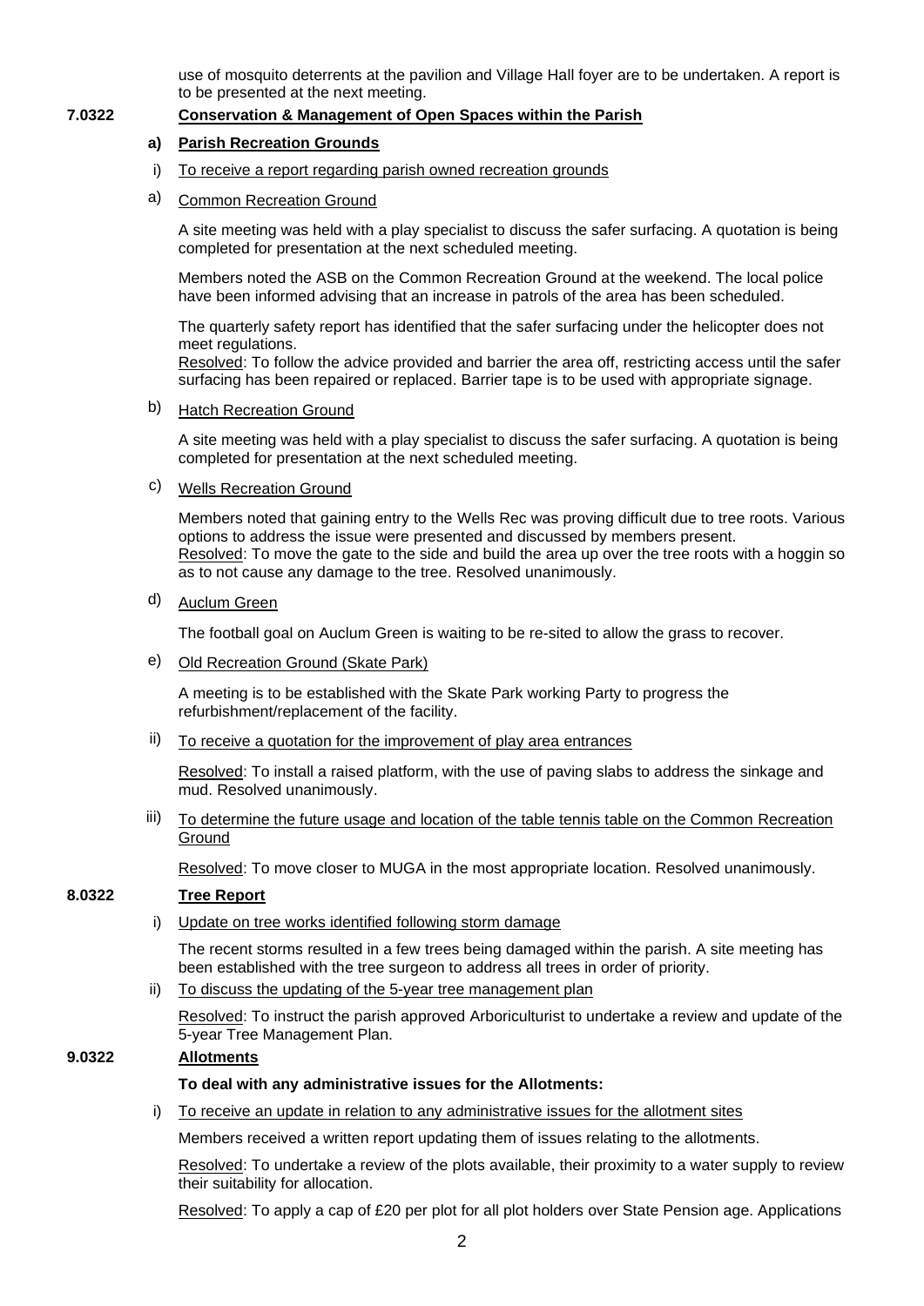use of mosquito deterrents at the pavilion and Village Hall foyer are to be undertaken. A report is to be presented at the next meeting.

**7.0322 Conservation & Management of Open Spaces within the Parish**

**a) Parish Recreation Grounds**

i) To receive a report regarding parish owned recreation grounds

a) Common Recreation Ground

A site meeting was held with a play specialist to discuss the safer surfacing. A quotation is being completed for presentation at the next scheduled meeting.

Members noted the ASB on the Common Recreation Ground at the weekend. The local police have been informed advising that an increase in patrols of the area has been scheduled.

The quarterly safety report has identified that the safer surfacing under the helicopter does not meet regulations.
Resolved: To follow the advice provided and barrier the area off, restricting access until the safer surfacing has been repaired or replaced. Barrier tape is to be used with appropriate signage.

b) Hatch Recreation Ground

A site meeting was held with a play specialist to discuss the safer surfacing. A quotation is being completed for presentation at the next scheduled meeting.

c) Wells Recreation Ground

Members noted that gaining entry to the Wells Rec was proving difficult due to tree roots. Various options to address the issue were presented and discussed by members present.
Resolved: To move the gate to the side and build the area up over the tree roots with a hoggin so as to not cause any damage to the tree. Resolved unanimously.

d) Auclum Green

The football goal on Auclum Green is waiting to be re-sited to allow the grass to recover.

e) Old Recreation Ground (Skate Park)

A meeting is to be established with the Skate Park working Party to progress the refurbishment/replacement of the facility.

ii) To receive a quotation for the improvement of play area entrances

Resolved: To install a raised platform, with the use of paving slabs to address the sinkage and mud. Resolved unanimously.

iii) To determine the future usage and location of the table tennis table on the Common Recreation Ground

Resolved: To move closer to MUGA in the most appropriate location. Resolved unanimously.

**8.0322 Tree Report**

i) Update on tree works identified following storm damage

The recent storms resulted in a few trees being damaged within the parish. A site meeting has been established with the tree surgeon to address all trees in order of priority.

ii) To discuss the updating of the 5-year tree management plan

Resolved: To instruct the parish approved Arboriculturist to undertake a review and update of the 5-year Tree Management Plan.

**9.0322 Allotments**

**To deal with any administrative issues for the Allotments:**

i) To receive an update in relation to any administrative issues for the allotment sites

Members received a written report updating them of issues relating to the allotments.

Resolved: To undertake a review of the plots available, their proximity to a water supply to review their suitability for allocation.

Resolved: To apply a cap of £20 per plot for all plot holders over State Pension age. Applications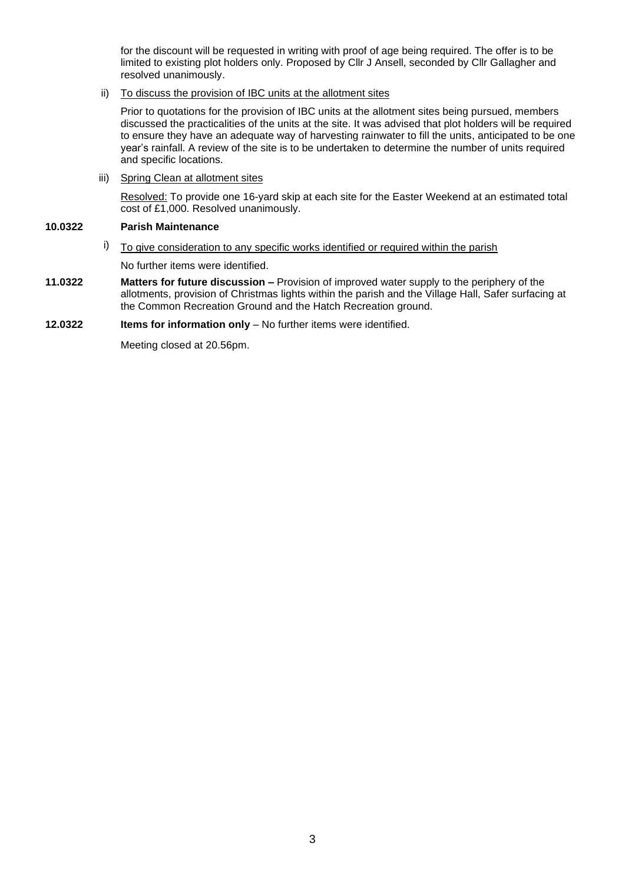for the discount will be requested in writing with proof of age being required. The offer is to be limited to existing plot holders only. Proposed by Cllr J Ansell, seconded by Cllr Gallagher and resolved unanimously.

ii) To discuss the provision of IBC units at the allotment sites

Prior to quotations for the provision of IBC units at the allotment sites being pursued, members discussed the practicalities of the units at the site. It was advised that plot holders will be required to ensure they have an adequate way of harvesting rainwater to fill the units, anticipated to be one year's rainfall. A review of the site is to be undertaken to determine the number of units required and specific locations.

iii) Spring Clean at allotment sites

Resolved: To provide one 16-yard skip at each site for the Easter Weekend at an estimated total cost of £1,000. Resolved unanimously.

**10.0322 Parish Maintenance**

i) To give consideration to any specific works identified or required within the parish

No further items were identified.

**11.0322 Matters for future discussion –** Provision of improved water supply to the periphery of the allotments, provision of Christmas lights within the parish and the Village Hall, Safer surfacing at the Common Recreation Ground and the Hatch Recreation ground.

**12.0322 Items for information only** – No further items were identified.

Meeting closed at 20.56pm.